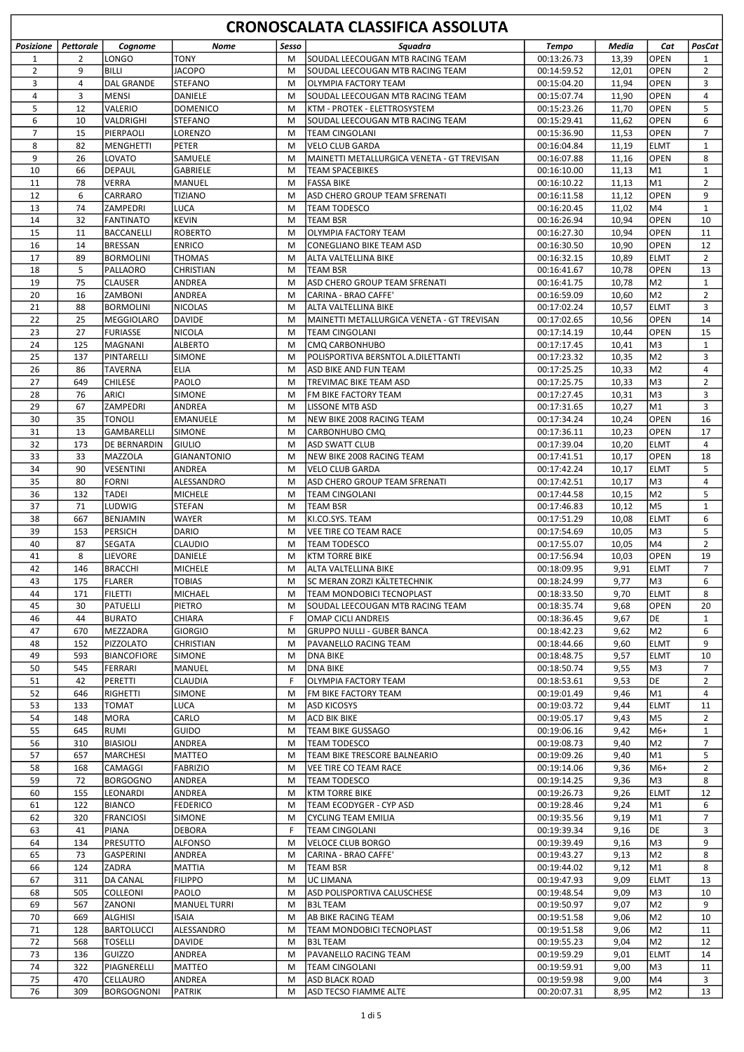# CRONOSCALATA CLASSIFICA ASSOLUTA

| Posizione | Pettorale | Cognome | Nome | Sesso | Squadra | Tempo | Media | Cat | PosCat |
|---|---|---|---|---|---|---|---|---|---|
| 1 | 2 | LONGO | TONY | M | SOUDAL LEECOUGAN MTB RACING TEAM | 00:13:26.73 | 13,39 | OPEN | 1 |
| 2 | 9 | BILLI | JACOPO | M | SOUDAL LEECOUGAN MTB RACING TEAM | 00:14:59.52 | 12,01 | OPEN | 2 |
| 3 | 4 | DAL GRANDE | STEFANO | M | OLYMPIA FACTORY TEAM | 00:15:04.20 | 11,94 | OPEN | 3 |
| 4 | 3 | MENSI | DANIELE | M | SOUDAL LEECOUGAN MTB RACING TEAM | 00:15:07.74 | 11,90 | OPEN | 4 |
| 5 | 12 | VALERIO | DOMENICO | M | KTM - PROTEK - ELETTROSYSTEM | 00:15:23.26 | 11,70 | OPEN | 5 |
| 6 | 10 | VALDRIGHI | STEFANO | M | SOUDAL LEECOUGAN MTB RACING TEAM | 00:15:29.41 | 11,62 | OPEN | 6 |
| 7 | 15 | PIERPAOLI | LORENZO | M | TEAM CINGOLANI | 00:15:36.90 | 11,53 | OPEN | 7 |
| 8 | 82 | MENGHETTI | PETER | M | VELO CLUB GARDA | 00:16:04.84 | 11,19 | ELMT | 1 |
| 9 | 26 | LOVATO | SAMUELE | M | MAINETTI METALLURGICA VENETA - GT TREVISAN | 00:16:07.88 | 11,16 | OPEN | 8 |
| 10 | 66 | DEPAUL | GABRIELE | M | TEAM SPACEBIKES | 00:16:10.00 | 11,13 | M1 | 1 |
| 11 | 78 | VERRA | MANUEL | M | FASSA BIKE | 00:16:10.22 | 11,13 | M1 | 2 |
| 12 | 6 | CARRARO | TIZIANO | M | ASD CHERO GROUP TEAM SFRENATI | 00:16:11.58 | 11,12 | OPEN | 9 |
| 13 | 74 | ZAMPEDRI | LUCA | M | TEAM TODESCO | 00:16:20.45 | 11,02 | M4 | 1 |
| 14 | 32 | FANTINATO | KEVIN | M | TEAM BSR | 00:16:26.94 | 10,94 | OPEN | 10 |
| 15 | 11 | BACCANELLI | ROBERTO | M | OLYMPIA FACTORY TEAM | 00:16:27.30 | 10,94 | OPEN | 11 |
| 16 | 14 | BRESSAN | ENRICO | M | CONEGLIANO BIKE TEAM ASD | 00:16:30.50 | 10,90 | OPEN | 12 |
| 17 | 89 | BORMOLINI | THOMAS | M | ALTA VALTELLINA BIKE | 00:16:32.15 | 10,89 | ELMT | 2 |
| 18 | 5 | PALLAORO | CHRISTIAN | M | TEAM BSR | 00:16:41.67 | 10,78 | OPEN | 13 |
| 19 | 75 | CLAUSER | ANDREA | M | ASD CHERO GROUP TEAM SFRENATI | 00:16:41.75 | 10,78 | M2 | 1 |
| 20 | 16 | ZAMBONI | ANDREA | M | CARINA - BRAO CAFFE' | 00:16:59.09 | 10,60 | M2 | 2 |
| 21 | 88 | BORMOLINI | NICOLAS | M | ALTA VALTELLINA BIKE | 00:17:02.24 | 10,57 | ELMT | 3 |
| 22 | 25 | MEGGIOLARO | DAVIDE | M | MAINETTI METALLURGICA VENETA - GT TREVISAN | 00:17:02.65 | 10,56 | OPEN | 14 |
| 23 | 27 | FURIASSE | NICOLA | M | TEAM CINGOLANI | 00:17:14.19 | 10,44 | OPEN | 15 |
| 24 | 125 | MAGNANI | ALBERTO | M | CMQ CARBONHUBO | 00:17:17.45 | 10,41 | M3 | 1 |
| 25 | 137 | PINTARELLI | SIMONE | M | POLISPORTIVA BERSNTOL A.DILETTANTI | 00:17:23.32 | 10,35 | M2 | 3 |
| 26 | 86 | TAVERNA | ELIA | M | ASD BIKE AND FUN TEAM | 00:17:25.25 | 10,33 | M2 | 4 |
| 27 | 649 | CHILESE | PAOLO | M | TREVIMAC BIKE TEAM ASD | 00:17:25.75 | 10,33 | M3 | 2 |
| 28 | 76 | ARICI | SIMONE | M | FM BIKE FACTORY TEAM | 00:17:27.45 | 10,31 | M3 | 3 |
| 29 | 67 | ZAMPEDRI | ANDREA | M | LISSONE MTB ASD | 00:17:31.65 | 10,27 | M1 | 3 |
| 30 | 35 | TONOLI | EMANUELE | M | NEW BIKE 2008 RACING TEAM | 00:17:34.24 | 10,24 | OPEN | 16 |
| 31 | 13 | GAMBARELLI | SIMONE | M | CARBONHUBO CMQ | 00:17:36.11 | 10,23 | OPEN | 17 |
| 32 | 173 | DE BERNARDIN | GIULIO | M | ASD SWATT CLUB | 00:17:39.04 | 10,20 | ELMT | 4 |
| 33 | 33 | MAZZOLA | GIANANTONIO | M | NEW BIKE 2008 RACING TEAM | 00:17:41.51 | 10,17 | OPEN | 18 |
| 34 | 90 | VESENTINI | ANDREA | M | VELO CLUB GARDA | 00:17:42.24 | 10,17 | ELMT | 5 |
| 35 | 80 | FORNI | ALESSANDRO | M | ASD CHERO GROUP TEAM SFRENATI | 00:17:42.51 | 10,17 | M3 | 4 |
| 36 | 132 | TADEI | MICHELE | M | TEAM CINGOLANI | 00:17:44.58 | 10,15 | M2 | 5 |
| 37 | 71 | LUDWIG | STEFAN | M | TEAM BSR | 00:17:46.83 | 10,12 | M5 | 1 |
| 38 | 667 | BENJAMIN | WAYER | M | KI.CO.SYS. TEAM | 00:17:51.29 | 10,08 | ELMT | 6 |
| 39 | 153 | PERSICH | DARIO | M | VEE TIRE CO TEAM RACE | 00:17:54.69 | 10,05 | M3 | 5 |
| 40 | 87 | SEGATA | CLAUDIO | M | TEAM TODESCO | 00:17:55.07 | 10,05 | M4 | 2 |
| 41 | 8 | LIEVORE | DANIELE | M | KTM TORRE BIKE | 00:17:56.94 | 10,03 | OPEN | 19 |
| 42 | 146 | BRACCHI | MICHELE | M | ALTA VALTELLINA BIKE | 00:18:09.95 | 9,91 | ELMT | 7 |
| 43 | 175 | FLARER | TOBIAS | M | SC MERAN ZORZI KÄLTETECHNIK | 00:18:24.99 | 9,77 | M3 | 6 |
| 44 | 171 | FILETTI | MICHAEL | M | TEAM MONDOBICI TECNOPLAST | 00:18:33.50 | 9,70 | ELMT | 8 |
| 45 | 30 | PATUELLI | PIETRO | M | SOUDAL LEECOUGAN MTB RACING TEAM | 00:18:35.74 | 9,68 | OPEN | 20 |
| 46 | 44 | BURATO | CHIARA | F | OMAP CICLI ANDREIS | 00:18:36.45 | 9,67 | DE | 1 |
| 47 | 670 | MEZZADRA | GIORGIO | M | GRUPPO NULLI - GUBER BANCA | 00:18:42.23 | 9,62 | M2 | 6 |
| 48 | 152 | PIZZOLATO | CHRISTIAN | M | PAVANELLO RACING TEAM | 00:18:44.66 | 9,60 | ELMT | 9 |
| 49 | 593 | BIANCOFIORE | SIMONE | M | DNA BIKE | 00:18:48.75 | 9,57 | ELMT | 10 |
| 50 | 545 | FERRARI | MANUEL | M | DNA BIKE | 00:18:50.74 | 9,55 | M3 | 7 |
| 51 | 42 | PERETTI | CLAUDIA | F | OLYMPIA FACTORY TEAM | 00:18:53.61 | 9,53 | DE | 2 |
| 52 | 646 | RIGHETTI | SIMONE | M | FM BIKE FACTORY TEAM | 00:19:01.49 | 9,46 | M1 | 4 |
| 53 | 133 | TOMAT | LUCA | M | ASD KICOSYS | 00:19:03.72 | 9,44 | ELMT | 11 |
| 54 | 148 | MORA | CARLO | M | ACD BIK BIKE | 00:19:05.17 | 9,43 | M5 | 2 |
| 55 | 645 | RUMI | GUIDO | M | TEAM BIKE GUSSAGO | 00:19:06.16 | 9,42 | M6+ | 1 |
| 56 | 310 | BIASIOLI | ANDREA | M | TEAM TODESCO | 00:19:08.73 | 9,40 | M2 | 7 |
| 57 | 657 | MARCHESI | MATTEO | M | TEAM BIKE TRESCORE BALNEARIO | 00:19:09.26 | 9,40 | M1 | 5 |
| 58 | 168 | CAMAGGI | FABRIZIO | M | VEE TIRE CO TEAM RACE | 00:19:14.06 | 9,36 | M6+ | 2 |
| 59 | 72 | BORGOGNO | ANDREA | M | TEAM TODESCO | 00:19:14.25 | 9,36 | M3 | 8 |
| 60 | 155 | LEONARDI | ANDREA | M | KTM TORRE BIKE | 00:19:26.73 | 9,26 | ELMT | 12 |
| 61 | 122 | BIANCO | FEDERICO | M | TEAM ECODYGER - CYP ASD | 00:19:28.46 | 9,24 | M1 | 6 |
| 62 | 320 | FRANCIOSI | SIMONE | M | CYCLING TEAM EMILIA | 00:19:35.56 | 9,19 | M1 | 7 |
| 63 | 41 | PIANA | DEBORA | F | TEAM CINGOLANI | 00:19:39.34 | 9,16 | DE | 3 |
| 64 | 134 | PRESUTTO | ALFONSO | M | VELOCE CLUB BORGO | 00:19:39.49 | 9,16 | M3 | 9 |
| 65 | 73 | GASPERINI | ANDREA | M | CARINA - BRAO CAFFE' | 00:19:43.27 | 9,13 | M2 | 8 |
| 66 | 124 | ZADRA | MATTIA | M | TEAM BSR | 00:19:44.02 | 9,12 | M1 | 8 |
| 67 | 311 | DA CANAL | FILIPPO | M | UC LIMANA | 00:19:47.93 | 9,09 | ELMT | 13 |
| 68 | 505 | COLLEONI | PAOLO | M | ASD POLISPORTIVA CALUSCHESE | 00:19:48.54 | 9,09 | M3 | 10 |
| 69 | 567 | ZANONI | MANUEL TURRI | M | B3L TEAM | 00:19:50.97 | 9,07 | M2 | 9 |
| 70 | 669 | ALGHISI | ISAIA | M | AB BIKE RACING TEAM | 00:19:51.58 | 9,06 | M2 | 10 |
| 71 | 128 | BARTOLUCCI | ALESSANDRO | M | TEAM MONDOBICI TECNOPLAST | 00:19:51.58 | 9,06 | M2 | 11 |
| 72 | 568 | TOSELLI | DAVIDE | M | B3L TEAM | 00:19:55.23 | 9,04 | M2 | 12 |
| 73 | 136 | GUIZZO | ANDREA | M | PAVANELLO RACING TEAM | 00:19:59.29 | 9,01 | ELMT | 14 |
| 74 | 322 | PIAGNERELLI | MATTEO | M | TEAM CINGOLANI | 00:19:59.91 | 9,00 | M3 | 11 |
| 75 | 470 | CELLAURO | ANDREA | M | ASD BLACK ROAD | 00:19:59.98 | 9,00 | M4 | 3 |
| 76 | 309 | BORGOGNONI | PATRIK | M | ASD TECSO FIAMME ALTE | 00:20:07.31 | 8,95 | M2 | 13 |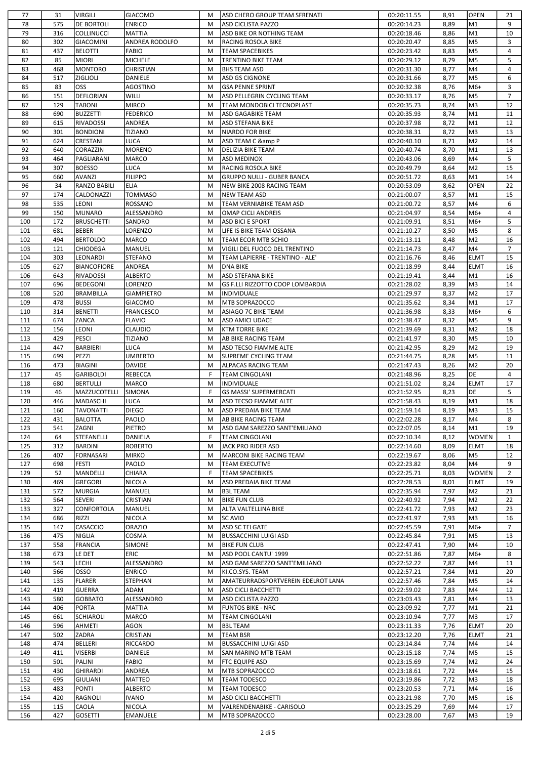| 77 | 31 | VIRGILI | GIACOMO | M | ASD CHERO GROUP TEAM SFRENATI | 00:20:11.55 | 8,91 | OPEN | 21 |
|---|---|---|---|---|---|---|---|---|---|
| 78 | 575 | DE BORTOLI | ENRICO | M | ASD CICLISTA PAZZO | 00:20:14.23 | 8,89 | M1 | 9 |
| 79 | 316 | COLLINUCCI | MATTIA | M | ASD BIKE OR NOTHING TEAM | 00:20:18.46 | 8,86 | M1 | 10 |
| 80 | 302 | GIACOMINI | ANDREA RODOLFO | M | RACING ROSOLA BIKE | 00:20:20.47 | 8,85 | M5 | 3 |
| 81 | 437 | BELOTTI | FABIO | M | TEAM SPACEBIKES | 00:20:23.42 | 8,83 | M5 | 4 |
| 82 | 85 | MIORI | MICHELE | M | TRENTINO BIKE TEAM | 00:20:29.12 | 8,79 | M5 | 5 |
| 83 | 468 | MONTORO | CHRISTIAN | M | BHS TEAM ASD | 00:20:31.30 | 8,77 | M4 | 4 |
| 84 | 517 | ZIGLIOLI | DANIELE | M | ASD GS CIGNONE | 00:20:31.66 | 8,77 | M5 | 6 |
| 85 | 83 | OSS | AGOSTINO | M | GSA PENNE SPRINT | 00:20:32.38 | 8,76 | M6+ | 3 |
| 86 | 151 | DEFLORIAN | WILLI | M | ASD PELLEGRIN CYCLING TEAM | 00:20:33.17 | 8,76 | M5 | 7 |
| 87 | 129 | TABONI | MIRCO | M | TEAM MONDOBICI TECNOPLAST | 00:20:35.73 | 8,74 | M3 | 12 |
| 88 | 690 | BUZZETTI | FEDERICO | M | ASD GAGABIKE TEAM | 00:20:35.93 | 8,74 | M1 | 11 |
| 89 | 615 | RIVADOSSI | ANDREA | M | ASD STEFANA BIKE | 00:20:37.98 | 8,72 | M1 | 12 |
| 90 | 301 | BONDIONI | TIZIANO | M | NIARDO FOR BIKE | 00:20:38.31 | 8,72 | M3 | 13 |
| 91 | 624 | CRESTANI | LUCA | M | ASD TEAM C &amp P | 00:20:40.10 | 8,71 | M2 | 14 |
| 92 | 640 | CORAZZIN | MORENO | M | DELIZIA BIKE TEAM | 00:20:40.74 | 8,70 | M1 | 13 |
| 93 | 464 | PAGLIARANI | MARCO | M | ASD MEDINOX | 00:20:43.06 | 8,69 | M4 | 5 |
| 94 | 307 | BOESSO | LUCA | M | RACING ROSOLA BIKE | 00:20:49.79 | 8,64 | M2 | 15 |
| 95 | 660 | AVANZI | FILIPPO | M | GRUPPO NULLI - GUBER BANCA | 00:20:51.72 | 8,63 | M1 | 14 |
| 96 | 34 | RANZO BABILI | ELIA | M | NEW BIKE 2008 RACING TEAM | 00:20:53.09 | 8,62 | OPEN | 22 |
| 97 | 174 | CALDONAZZI | TOMMASO | M | NEW TEAM ASD | 00:21:00.07 | 8,57 | M1 | 15 |
| 98 | 535 | LEONI | ROSSANO | M | TEAM VERNIABIKE TEAM ASD | 00:21:00.72 | 8,57 | M4 | 6 |
| 99 | 150 | MUNARO | ALESSANDRO | M | OMAP CICLI ANDREIS | 00:21:04.97 | 8,54 | M6+ | 4 |
| 100 | 172 | BRUSCHETTI | SANDRO | M | ASD BICI E SPORT | 00:21:09.91 | 8,51 | M6+ | 5 |
| 101 | 681 | BEBER | LORENZO | M | LIFE IS BIKE TEAM OSSANA | 00:21:10.27 | 8,50 | M5 | 8 |
| 102 | 494 | BERTOLDO | MARCO | M | TEAM ECOR MTB SCHIO | 00:21:13.11 | 8,48 | M2 | 16 |
| 103 | 121 | CHIODEGA | MANUEL | M | VIGILI DEL FUOCO DEL TRENTINO | 00:21:14.73 | 8,47 | M4 | 7 |
| 104 | 303 | LEONARDI | STEFANO | M | TEAM LAPIERRE - TRENTINO - ALE' | 00:21:16.76 | 8,46 | ELMT | 15 |
| 105 | 627 | BIANCOFIORE | ANDREA | M | DNA BIKE | 00:21:18.99 | 8,44 | ELMT | 16 |
| 106 | 643 | RIVADOSSI | ALBERTO | M | ASD STEFANA BIKE | 00:21:19.41 | 8,44 | M1 | 16 |
| 107 | 696 | BEDEGONI | LORENZO | M | GS F.LLI RIZZOTTO COOP LOMBARDIA | 00:21:28.02 | 8,39 | M3 | 14 |
| 108 | 520 | BRAMBILLA | GIAMPIETRO | M | INDIVIDUALE | 00:21:29.97 | 8,37 | M2 | 17 |
| 109 | 478 | BUSSI | GIACOMO | M | MTB SOPRAZOCCO | 00:21:35.62 | 8,34 | M1 | 17 |
| 110 | 314 | BENETTI | FRANCESCO | M | ASIAGO 7C BIKE TEAM | 00:21:36.98 | 8,33 | M6+ | 6 |
| 111 | 674 | ZANCA | FLAVIO | M | ASD AMICI UDACE | 00:21:38.47 | 8,32 | M5 | 9 |
| 112 | 156 | LEONI | CLAUDIO | M | KTM TORRE BIKE | 00:21:39.69 | 8,31 | M2 | 18 |
| 113 | 429 | PESCI | TIZIANO | M | AB BIKE RACING TEAM | 00:21:41.97 | 8,30 | M5 | 10 |
| 114 | 447 | BARBIERI | LUCA | M | ASD TECSO FIAMME ALTE | 00:21:42.95 | 8,29 | M2 | 19 |
| 115 | 699 | PEZZI | UMBERTO | M | SUPREME CYCLING TEAM | 00:21:44.75 | 8,28 | M5 | 11 |
| 116 | 473 | BIAGINI | DAVIDE | M | ALPACAS RACING TEAM | 00:21:47.43 | 8,26 | M2 | 20 |
| 117 | 45 | GARIBOLDI | REBECCA | F | TEAM CINGOLANI | 00:21:48.96 | 8,25 | DE | 4 |
| 118 | 680 | BERTULLI | MARCO | M | INDIVIDUALE | 00:21:51.02 | 8,24 | ELMT | 17 |
| 119 | 46 | MAZZUCOTELLI | SIMONA | F | GS MASSI' SUPERMERCATI | 00:21:52.95 | 8,23 | DE | 5 |
| 120 | 446 | MADASCHI | LUCA | M | ASD TECSO FIAMME ALTE | 00:21:58.43 | 8,19 | M1 | 18 |
| 121 | 160 | TAVONATTI | DIEGO | M | ASD PREDAIA BIKE TEAM | 00:21:59.14 | 8,19 | M3 | 15 |
| 122 | 431 | BALOTTA | PAOLO | M | AB BIKE RACING TEAM | 00:22:02.28 | 8,17 | M4 | 8 |
| 123 | 541 | ZAGNI | PIETRO | M | ASD GAM SAREZZO SANT'EMILIANO | 00:22:07.05 | 8,14 | M1 | 19 |
| 124 | 64 | STEFANELLI | DANIELA | F | TEAM CINGOLANI | 00:22:10.34 | 8,12 | WOMEN | 1 |
| 125 | 312 | BARDINI | ROBERTO | M | JACK PRO RIDER ASD | 00:22:14.60 | 8,09 | ELMT | 18 |
| 126 | 407 | FORNASARI | MIRKO | M | MARCONI BIKE RACING TEAM | 00:22:19.67 | 8,06 | M5 | 12 |
| 127 | 698 | FESTI | PAOLO | M | TEAM EXECUTIVE | 00:22:23.82 | 8,04 | M4 | 9 |
| 129 | 52 | MANDELLI | CHIARA | F | TEAM SPACEBIKES | 00:22:25.71 | 8,03 | WOMEN | 2 |
| 130 | 469 | GREGORI | NICOLA | M | ASD PREDAIA BIKE TEAM | 00:22:28.53 | 8,01 | ELMT | 19 |
| 131 | 572 | MURGIA | MANUEL | M | B3L TEAM | 00:22:35.94 | 7,97 | M2 | 21 |
| 132 | 564 | SEVERI | CRISTIAN | M | BIKE FUN CLUB | 00:22:40.92 | 7,94 | M2 | 22 |
| 133 | 327 | CONFORTOLA | MANUEL | M | ALTA VALTELLINA BIKE | 00:22:41.72 | 7,93 | M2 | 23 |
| 134 | 686 | RIZZI | NICOLA | M | SC AVIO | 00:22:41.97 | 7,93 | M3 | 16 |
| 135 | 147 | CASACCIO | ORAZIO | M | ASD SC TELGATE | 00:22:45.59 | 7,91 | M6+ | 7 |
| 136 | 475 | NIGLIA | COSMA | M | BUSSACCHINI LUIGI ASD | 00:22:45.84 | 7,91 | M5 | 13 |
| 137 | 558 | FRANCIA | SIMONE | M | BIKE FUN CLUB | 00:22:47.41 | 7,90 | M4 | 10 |
| 138 | 673 | LE DET | ERIC | M | ASD POOL CANTU' 1999 | 00:22:51.86 | 7,87 | M6+ | 8 |
| 139 | 543 | LECHI | ALESSANDRO | M | ASD GAM SAREZZO SANT'EMILIANO | 00:22:52.22 | 7,87 | M4 | 11 |
| 140 | 566 | OSSO | ENRICO | M | KI.CO.SYS. TEAM | 00:22:57.21 | 7,84 | M1 | 20 |
| 141 | 135 | FLARER | STEPHAN | M | AMATEURRADSPORTVEREIN EDELROT LANA | 00:22:57.46 | 7,84 | M5 | 14 |
| 142 | 419 | GUERRA | ADAM | M | ASD CICLI BACCHETTI | 00:22:59.02 | 7,83 | M4 | 12 |
| 143 | 580 | GOBBATO | ALESSANDRO | M | ASD CICLISTA PAZZO | 00:23:03.43 | 7,81 | M4 | 13 |
| 144 | 406 | PORTA | MATTIA | M | FUNTOS BIKE - NRC | 00:23:09.92 | 7,77 | M1 | 21 |
| 145 | 661 | SCHIAROLI | MARCO | M | TEAM CINGOLANI | 00:23:10.94 | 7,77 | M3 | 17 |
| 146 | 596 | AHMETI | AGON | M | B3L TEAM | 00:23:11.33 | 7,76 | ELMT | 20 |
| 147 | 502 | ZADRA | CRISTIAN | M | TEAM BSR | 00:23:12.20 | 7,76 | ELMT | 21 |
| 148 | 474 | BELLERI | RICCARDO | M | BUSSACCHINI LUIGI ASD | 00:23:14.84 | 7,74 | M4 | 14 |
| 149 | 411 | VISERBI | DANIELE | M | SAN MARINO MTB TEAM | 00:23:15.18 | 7,74 | M5 | 15 |
| 150 | 501 | PALINI | FABIO | M | FTC EQUIPE ASD | 00:23:15.69 | 7,74 | M2 | 24 |
| 151 | 430 | GHIRARDI | ANDREA | M | MTB SOPRAZOCCO | 00:23:18.61 | 7,72 | M4 | 15 |
| 152 | 695 | GIULIANI | MATTEO | M | TEAM TODESCO | 00:23:19.86 | 7,72 | M3 | 18 |
| 153 | 483 | PONTI | ALBERTO | M | TEAM TODESCO | 00:23:20.53 | 7,71 | M4 | 16 |
| 154 | 420 | RAGNOLI | IVANO | M | ASD CICLI BACCHETTI | 00:23:21.98 | 7,70 | M5 | 16 |
| 155 | 115 | CAOLA | NICOLA | M | VALRENDENABIKE - CARISOLO | 00:23:25.29 | 7,69 | M4 | 17 |
| 156 | 427 | GOSETTI | EMANUELE | M | MTB SOPRAZOCCO | 00:23:28.00 | 7,67 | M3 | 19 |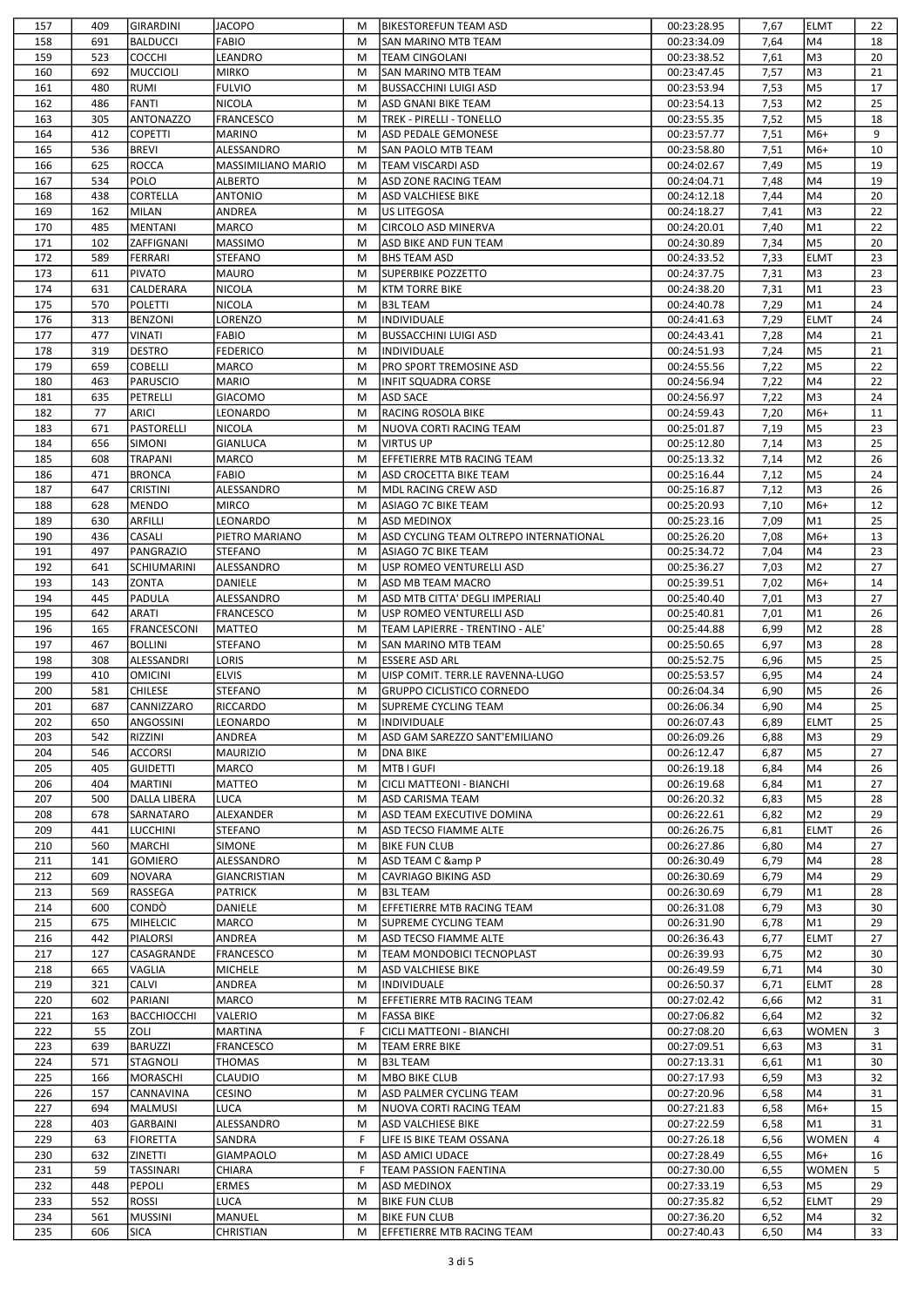| | | | | | | | | | |
|---|---|---|---|---|---|---|---|---|---|
| 157 | 409 | GIRARDINI | JACOPO | M | BIKESTOREFUN TEAM ASD | 00:23:28.95 | 7,67 | ELMT | 22 |
| 158 | 691 | BALDUCCI | FABIO | M | SAN MARINO MTB TEAM | 00:23:34.09 | 7,64 | M4 | 18 |
| 159 | 523 | COCCHI | LEANDRO | M | TEAM CINGOLANI | 00:23:38.52 | 7,61 | M3 | 20 |
| 160 | 692 | MUCCIOLI | MIRKO | M | SAN MARINO MTB TEAM | 00:23:47.45 | 7,57 | M3 | 21 |
| 161 | 480 | RUMI | FULVIO | M | BUSSACCHINI LUIGI ASD | 00:23:53.94 | 7,53 | M5 | 17 |
| 162 | 486 | FANTI | NICOLA | M | ASD GNANI BIKE TEAM | 00:23:54.13 | 7,53 | M2 | 25 |
| 163 | 305 | ANTONAZZO | FRANCESCO | M | TREK - PIRELLI - TONELLO | 00:23:55.35 | 7,52 | M5 | 18 |
| 164 | 412 | COPETTI | MARINO | M | ASD PEDALE GEMONESE | 00:23:57.77 | 7,51 | M6+ | 9 |
| 165 | 536 | BREVI | ALESSANDRO | M | SAN PAOLO MTB TEAM | 00:23:58.80 | 7,51 | M6+ | 10 |
| 166 | 625 | ROCCA | MASSIMILIANO MARIO | M | TEAM VISCARDI ASD | 00:24:02.67 | 7,49 | M5 | 19 |
| 167 | 534 | POLO | ALBERTO | M | ASD ZONE RACING TEAM | 00:24:04.71 | 7,48 | M4 | 19 |
| 168 | 438 | CORTELLA | ANTONIO | M | ASD VALCHIESE BIKE | 00:24:12.18 | 7,44 | M4 | 20 |
| 169 | 162 | MILAN | ANDREA | M | US LITEGOSA | 00:24:18.27 | 7,41 | M3 | 22 |
| 170 | 485 | MENTANI | MARCO | M | CIRCOLO ASD MINERVA | 00:24:20.01 | 7,40 | M1 | 22 |
| 171 | 102 | ZAFFIGNANI | MASSIMO | M | ASD BIKE AND FUN TEAM | 00:24:30.89 | 7,34 | M5 | 20 |
| 172 | 589 | FERRARI | STEFANO | M | BHS TEAM ASD | 00:24:33.52 | 7,33 | ELMT | 23 |
| 173 | 611 | PIVATO | MAURO | M | SUPERBIKE POZZETTO | 00:24:37.75 | 7,31 | M3 | 23 |
| 174 | 631 | CALDERARA | NICOLA | M | KTM TORRE BIKE | 00:24:38.20 | 7,31 | M1 | 23 |
| 175 | 570 | POLETTI | NICOLA | M | B3L TEAM | 00:24:40.78 | 7,29 | M1 | 24 |
| 176 | 313 | BENZONI | LORENZO | M | INDIVIDUALE | 00:24:41.63 | 7,29 | ELMT | 24 |
| 177 | 477 | VINATI | FABIO | M | BUSSACCHINI LUIGI ASD | 00:24:43.41 | 7,28 | M4 | 21 |
| 178 | 319 | DESTRO | FEDERICO | M | INDIVIDUALE | 00:24:51.93 | 7,24 | M5 | 21 |
| 179 | 659 | COBELLI | MARCO | M | PRO SPORT TREMOSINE ASD | 00:24:55.56 | 7,22 | M5 | 22 |
| 180 | 463 | PARUSCIO | MARIO | M | INFIT SQUADRA CORSE | 00:24:56.94 | 7,22 | M4 | 22 |
| 181 | 635 | PETRELLI | GIACOMO | M | ASD SACE | 00:24:56.97 | 7,22 | M3 | 24 |
| 182 | 77 | ARICI | LEONARDO | M | RACING ROSOLA BIKE | 00:24:59.43 | 7,20 | M6+ | 11 |
| 183 | 671 | PASTORELLI | NICOLA | M | NUOVA CORTI RACING TEAM | 00:25:01.87 | 7,19 | M5 | 23 |
| 184 | 656 | SIMONI | GIANLUCA | M | VIRTUS UP | 00:25:12.80 | 7,14 | M3 | 25 |
| 185 | 608 | TRAPANI | MARCO | M | EFFETIERRE MTB RACING TEAM | 00:25:13.32 | 7,14 | M2 | 26 |
| 186 | 471 | BRONCA | FABIO | M | ASD CROCETTA BIKE TEAM | 00:25:16.44 | 7,12 | M5 | 24 |
| 187 | 647 | CRISTINI | ALESSANDRO | M | MDL RACING CREW ASD | 00:25:16.87 | 7,12 | M3 | 26 |
| 188 | 628 | MENDO | MIRCO | M | ASIAGO 7C BIKE TEAM | 00:25:20.93 | 7,10 | M6+ | 12 |
| 189 | 630 | ARFILLI | LEONARDO | M | ASD MEDINOX | 00:25:23.16 | 7,09 | M1 | 25 |
| 190 | 436 | CASALI | PIETRO MARIANO | M | ASD CYCLING TEAM OLTREPO INTERNATIONAL | 00:25:26.20 | 7,08 | M6+ | 13 |
| 191 | 497 | PANGRAZIO | STEFANO | M | ASIAGO 7C BIKE TEAM | 00:25:34.72 | 7,04 | M4 | 23 |
| 192 | 641 | SCHIUMARINI | ALESSANDRO | M | USP ROMEO VENTURELLI ASD | 00:25:36.27 | 7,03 | M2 | 27 |
| 193 | 143 | ZONTA | DANIELE | M | ASD MB TEAM MACRO | 00:25:39.51 | 7,02 | M6+ | 14 |
| 194 | 445 | PADULA | ALESSANDRO | M | ASD MTB CITTA' DEGLI IMPERIALI | 00:25:40.40 | 7,01 | M3 | 27 |
| 195 | 642 | ARATI | FRANCESCO | M | USP ROMEO VENTURELLI ASD | 00:25:40.81 | 7,01 | M1 | 26 |
| 196 | 165 | FRANCESCONI | MATTEO | M | TEAM LAPIERRE - TRENTINO - ALE' | 00:25:44.88 | 6,99 | M2 | 28 |
| 197 | 467 | BOLLINI | STEFANO | M | SAN MARINO MTB TEAM | 00:25:50.65 | 6,97 | M3 | 28 |
| 198 | 308 | ALESSANDRI | LORIS | M | ESSERE ASD ARL | 00:25:52.75 | 6,96 | M5 | 25 |
| 199 | 410 | OMICINI | ELVIS | M | UISP COMIT. TERR.LE RAVENNA-LUGO | 00:25:53.57 | 6,95 | M4 | 24 |
| 200 | 581 | CHILESE | STEFANO | M | GRUPPO CICLISTICO CORNEDO | 00:26:04.34 | 6,90 | M5 | 26 |
| 201 | 687 | CANNIZZARO | RICCARDO | M | SUPREME CYCLING TEAM | 00:26:06.34 | 6,90 | M4 | 25 |
| 202 | 650 | ANGOSSINI | LEONARDO | M | INDIVIDUALE | 00:26:07.43 | 6,89 | ELMT | 25 |
| 203 | 542 | RIZZINI | ANDREA | M | ASD GAM SAREZZO SANT'EMILIANO | 00:26:09.26 | 6,88 | M3 | 29 |
| 204 | 546 | ACCORSI | MAURIZIO | M | DNA BIKE | 00:26:12.47 | 6,87 | M5 | 27 |
| 205 | 405 | GUIDETTI | MARCO | M | MTB I GUFI | 00:26:19.18 | 6,84 | M4 | 26 |
| 206 | 404 | MARTINI | MATTEO | M | CICLI MATTEONI - BIANCHI | 00:26:19.68 | 6,84 | M1 | 27 |
| 207 | 500 | DALLA LIBERA | LUCA | M | ASD CARISMA TEAM | 00:26:20.32 | 6,83 | M5 | 28 |
| 208 | 678 | SARNATARO | ALEXANDER | M | ASD TEAM EXECUTIVE DOMINA | 00:26:22.61 | 6,82 | M2 | 29 |
| 209 | 441 | LUCCHINI | STEFANO | M | ASD TECSO FIAMME ALTE | 00:26:26.75 | 6,81 | ELMT | 26 |
| 210 | 560 | MARCHI | SIMONE | M | BIKE FUN CLUB | 00:26:27.86 | 6,80 | M4 | 27 |
| 211 | 141 | GOMIERO | ALESSANDRO | M | ASD TEAM C &amp P | 00:26:30.49 | 6,79 | M4 | 28 |
| 212 | 609 | NOVARA | GIANCRISTIAN | M | CAVRIAGO BIKING ASD | 00:26:30.69 | 6,79 | M4 | 29 |
| 213 | 569 | RASSEGA | PATRICK | M | B3L TEAM | 00:26:30.69 | 6,79 | M1 | 28 |
| 214 | 600 | CONDÒ | DANIELE | M | EFFETIERRE MTB RACING TEAM | 00:26:31.08 | 6,79 | M3 | 30 |
| 215 | 675 | MIHELCIC | MARCO | M | SUPREME CYCLING TEAM | 00:26:31.90 | 6,78 | M1 | 29 |
| 216 | 442 | PIALORSI | ANDREA | M | ASD TECSO FIAMME ALTE | 00:26:36.43 | 6,77 | ELMT | 27 |
| 217 | 127 | CASAGRANDE | FRANCESCO | M | TEAM MONDOBICI TECNOPLAST | 00:26:39.93 | 6,75 | M2 | 30 |
| 218 | 665 | VAGLIA | MICHELE | M | ASD VALCHIESE BIKE | 00:26:49.59 | 6,71 | M4 | 30 |
| 219 | 321 | CALVI | ANDREA | M | INDIVIDUALE | 00:26:50.37 | 6,71 | ELMT | 28 |
| 220 | 602 | PARIANI | MARCO | M | EFFETIERRE MTB RACING TEAM | 00:27:02.42 | 6,66 | M2 | 31 |
| 221 | 163 | BACCHIOCCHI | VALERIO | M | FASSA BIKE | 00:27:06.82 | 6,64 | M2 | 32 |
| 222 | 55 | ZOLI | MARTINA | F | CICLI MATTEONI - BIANCHI | 00:27:08.20 | 6,63 | WOMEN | 3 |
| 223 | 639 | BARUZZI | FRANCESCO | M | TEAM ERRE BIKE | 00:27:09.51 | 6,63 | M3 | 31 |
| 224 | 571 | STAGNOLI | THOMAS | M | B3L TEAM | 00:27:13.31 | 6,61 | M1 | 30 |
| 225 | 166 | MORASCHI | CLAUDIO | M | MBO BIKE CLUB | 00:27:17.93 | 6,59 | M3 | 32 |
| 226 | 157 | CANNAVINA | CESINO | M | ASD PALMER CYCLING TEAM | 00:27:20.96 | 6,58 | M4 | 31 |
| 227 | 694 | MALMUSI | LUCA | M | NUOVA CORTI RACING TEAM | 00:27:21.83 | 6,58 | M6+ | 15 |
| 228 | 403 | GARBAINI | ALESSANDRO | M | ASD VALCHIESE BIKE | 00:27:22.59 | 6,58 | M1 | 31 |
| 229 | 63 | FIORETTA | SANDRA | F | LIFE IS BIKE TEAM OSSANA | 00:27:26.18 | 6,56 | WOMEN | 4 |
| 230 | 632 | ZINETTI | GIAMPAOLO | M | ASD AMICI UDACE | 00:27:28.49 | 6,55 | M6+ | 16 |
| 231 | 59 | TASSINARI | CHIARA | F | TEAM PASSION FAENTINA | 00:27:30.00 | 6,55 | WOMEN | 5 |
| 232 | 448 | PEPOLI | ERMES | M | ASD MEDINOX | 00:27:33.19 | 6,53 | M5 | 29 |
| 233 | 552 | ROSSI | LUCA | M | BIKE FUN CLUB | 00:27:35.82 | 6,52 | ELMT | 29 |
| 234 | 561 | MUSSINI | MANUEL | M | BIKE FUN CLUB | 00:27:36.20 | 6,52 | M4 | 32 |
| 235 | 606 | SICA | CHRISTIAN | M | EFFETIERRE MTB RACING TEAM | 00:27:40.43 | 6,50 | M4 | 33 |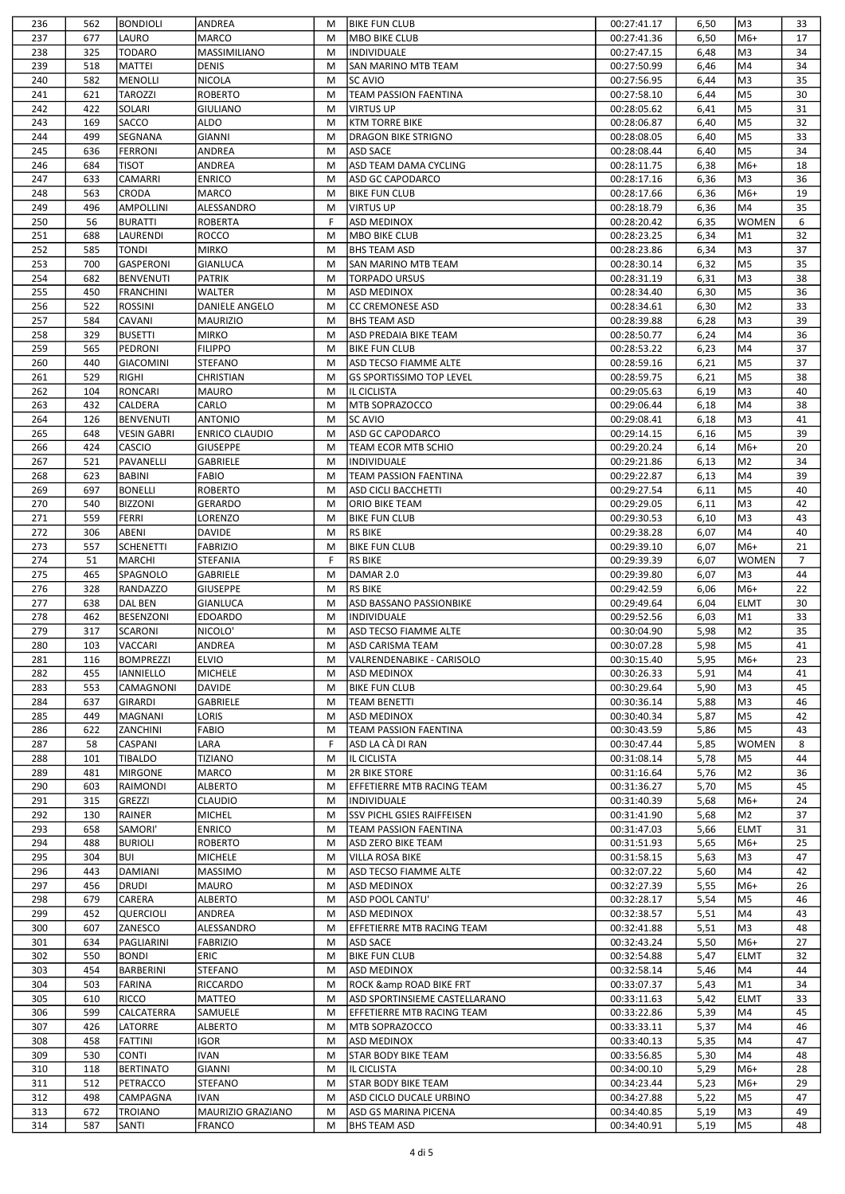| 236 | 562 | BONDIOLI | ANDREA | M | BIKE FUN CLUB | 00:27:41.17 | 6,50 | M3 | 33 |
|---|---|---|---|---|---|---|---|---|---|
| 237 | 677 | LAURO | MARCO | M | MBO BIKE CLUB | 00:27:41.36 | 6,50 | M6+ | 17 |
| 238 | 325 | TODARO | MASSIMILIANO | M | INDIVIDUALE | 00:27:47.15 | 6,48 | M3 | 34 |
| 239 | 518 | MATTEI | DENIS | M | SAN MARINO MTB TEAM | 00:27:50.99 | 6,46 | M4 | 34 |
| 240 | 582 | MENOLLI | NICOLA | M | SC AVIO | 00:27:56.95 | 6,44 | M3 | 35 |
| 241 | 621 | TAROZZI | ROBERTO | M | TEAM PASSION FAENTINA | 00:27:58.10 | 6,44 | M5 | 30 |
| 242 | 422 | SOLARI | GIULIANO | M | VIRTUS UP | 00:28:05.62 | 6,41 | M5 | 31 |
| 243 | 169 | SACCO | ALDO | M | KTM TORRE BIKE | 00:28:06.87 | 6,40 | M5 | 32 |
| 244 | 499 | SEGNANA | GIANNI | M | DRAGON BIKE STRIGNO | 00:28:08.05 | 6,40 | M5 | 33 |
| 245 | 636 | FERRONI | ANDREA | M | ASD SACE | 00:28:08.44 | 6,40 | M5 | 34 |
| 246 | 684 | TISOT | ANDREA | M | ASD TEAM DAMA CYCLING | 00:28:11.75 | 6,38 | M6+ | 18 |
| 247 | 633 | CAMARRI | ENRICO | M | ASD GC CAPODARCO | 00:28:17.16 | 6,36 | M3 | 36 |
| 248 | 563 | CRODA | MARCO | M | BIKE FUN CLUB | 00:28:17.66 | 6,36 | M6+ | 19 |
| 249 | 496 | AMPOLLINI | ALESSANDRO | M | VIRTUS UP | 00:28:18.79 | 6,36 | M4 | 35 |
| 250 | 56 | BURATTI | ROBERTA | F | ASD MEDINOX | 00:28:20.42 | 6,35 | WOMEN | 6 |
| 251 | 688 | LAURENDI | ROCCO | M | MBO BIKE CLUB | 00:28:23.25 | 6,34 | M1 | 32 |
| 252 | 585 | TONDI | MIRKO | M | BHS TEAM ASD | 00:28:23.86 | 6,34 | M3 | 37 |
| 253 | 700 | GASPERONI | GIANLUCA | M | SAN MARINO MTB TEAM | 00:28:30.14 | 6,32 | M5 | 35 |
| 254 | 682 | BENVENUTI | PATRIK | M | TORPADO URSUS | 00:28:31.19 | 6,31 | M3 | 38 |
| 255 | 450 | FRANCHINI | WALTER | M | ASD MEDINOX | 00:28:34.40 | 6,30 | M5 | 36 |
| 256 | 522 | ROSSINI | DANIELE ANGELO | M | CC CREMONESE ASD | 00:28:34.61 | 6,30 | M2 | 33 |
| 257 | 584 | CAVANI | MAURIZIO | M | BHS TEAM ASD | 00:28:39.88 | 6,28 | M3 | 39 |
| 258 | 329 | BUSETTI | MIRKO | M | ASD PREDAIA BIKE TEAM | 00:28:50.77 | 6,24 | M4 | 36 |
| 259 | 565 | PEDRONI | FILIPPO | M | BIKE FUN CLUB | 00:28:53.22 | 6,23 | M4 | 37 |
| 260 | 440 | GIACOMINI | STEFANO | M | ASD TECSO FIAMME ALTE | 00:28:59.16 | 6,21 | M5 | 37 |
| 261 | 529 | RIGHI | CHRISTIAN | M | GS SPORTISSIMO TOP LEVEL | 00:28:59.75 | 6,21 | M5 | 38 |
| 262 | 104 | RONCARI | MAURO | M | IL CICLISTA | 00:29:05.63 | 6,19 | M3 | 40 |
| 263 | 432 | CALDERA | CARLO | M | MTB SOPRAZOCCO | 00:29:06.44 | 6,18 | M4 | 38 |
| 264 | 126 | BENVENUTI | ANTONIO | M | SC AVIO | 00:29:08.41 | 6,18 | M3 | 41 |
| 265 | 648 | VESIN GABRI | ENRICO CLAUDIO | M | ASD GC CAPODARCO | 00:29:14.15 | 6,16 | M5 | 39 |
| 266 | 424 | CASCIO | GIUSEPPE | M | TEAM ECOR MTB SCHIO | 00:29:20.24 | 6,14 | M6+ | 20 |
| 267 | 521 | PAVANELLI | GABRIELE | M | INDIVIDUALE | 00:29:21.86 | 6,13 | M2 | 34 |
| 268 | 623 | BABINI | FABIO | M | TEAM PASSION FAENTINA | 00:29:22.87 | 6,13 | M4 | 39 |
| 269 | 697 | BONELLI | ROBERTO | M | ASD CICLI BACCHETTI | 00:29:27.54 | 6,11 | M5 | 40 |
| 270 | 540 | BIZZONI | GERARDO | M | ORIO BIKE TEAM | 00:29:29.05 | 6,11 | M3 | 42 |
| 271 | 559 | FERRI | LORENZO | M | BIKE FUN CLUB | 00:29:30.53 | 6,10 | M3 | 43 |
| 272 | 306 | ABENI | DAVIDE | M | RS BIKE | 00:29:38.28 | 6,07 | M4 | 40 |
| 273 | 557 | SCHENETTI | FABRIZIO | M | BIKE FUN CLUB | 00:29:39.10 | 6,07 | M6+ | 21 |
| 274 | 51 | MARCHI | STEFANIA | F | RS BIKE | 00:29:39.39 | 6,07 | WOMEN | 7 |
| 275 | 465 | SPAGNOLO | GABRIELE | M | DAMAR 2.0 | 00:29:39.80 | 6,07 | M3 | 44 |
| 276 | 328 | RANDAZZO | GIUSEPPE | M | RS BIKE | 00:29:42.59 | 6,06 | M6+ | 22 |
| 277 | 638 | DAL BEN | GIANLUCA | M | ASD BASSANO PASSIONBIKE | 00:29:49.64 | 6,04 | ELMT | 30 |
| 278 | 462 | BESENZONI | EDOARDO | M | INDIVIDUALE | 00:29:52.56 | 6,03 | M1 | 33 |
| 279 | 317 | SCARONI | NICOLO' | M | ASD TECSO FIAMME ALTE | 00:30:04.90 | 5,98 | M2 | 35 |
| 280 | 103 | VACCARI | ANDREA | M | ASD CARISMA TEAM | 00:30:07.28 | 5,98 | M5 | 41 |
| 281 | 116 | BOMPREZZI | ELVIO | M | VALRENDENABIKE - CARISOLO | 00:30:15.40 | 5,95 | M6+ | 23 |
| 282 | 455 | IANNIELLO | MICHELE | M | ASD MEDINOX | 00:30:26.33 | 5,91 | M4 | 41 |
| 283 | 553 | CAMAGNONI | DAVIDE | M | BIKE FUN CLUB | 00:30:29.64 | 5,90 | M3 | 45 |
| 284 | 637 | GIRARDI | GABRIELE | M | TEAM BENETTI | 00:30:36.14 | 5,88 | M3 | 46 |
| 285 | 449 | MAGNANI | LORIS | M | ASD MEDINOX | 00:30:40.34 | 5,87 | M5 | 42 |
| 286 | 622 | ZANCHINI | FABIO | M | TEAM PASSION FAENTINA | 00:30:43.59 | 5,86 | M5 | 43 |
| 287 | 58 | CASPANI | LARA | F | ASD LA CÀ DI RAN | 00:30:47.44 | 5,85 | WOMEN | 8 |
| 288 | 101 | TIBALDO | TIZIANO | M | IL CICLISTA | 00:31:08.14 | 5,78 | M5 | 44 |
| 289 | 481 | MIRGONE | MARCO | M | 2R BIKE STORE | 00:31:16.64 | 5,76 | M2 | 36 |
| 290 | 603 | RAIMONDI | ALBERTO | M | EFFETIERRE MTB RACING TEAM | 00:31:36.27 | 5,70 | M5 | 45 |
| 291 | 315 | GREZZI | CLAUDIO | M | INDIVIDUALE | 00:31:40.39 | 5,68 | M6+ | 24 |
| 292 | 130 | RAINER | MICHEL | M | SSV PICHL GSIES RAIFFEISEN | 00:31:41.90 | 5,68 | M2 | 37 |
| 293 | 658 | SAMORI' | ENRICO | M | TEAM PASSION FAENTINA | 00:31:47.03 | 5,66 | ELMT | 31 |
| 294 | 488 | BURIOLI | ROBERTO | M | ASD ZERO BIKE TEAM | 00:31:51.93 | 5,65 | M6+ | 25 |
| 295 | 304 | BUI | MICHELE | M | VILLA ROSA BIKE | 00:31:58.15 | 5,63 | M3 | 47 |
| 296 | 443 | DAMIANI | MASSIMO | M | ASD TECSO FIAMME ALTE | 00:32:07.22 | 5,60 | M4 | 42 |
| 297 | 456 | DRUDI | MAURO | M | ASD MEDINOX | 00:32:27.39 | 5,55 | M6+ | 26 |
| 298 | 679 | CARERA | ALBERTO | M | ASD POOL CANTU' | 00:32:28.17 | 5,54 | M5 | 46 |
| 299 | 452 | QUERCIOLI | ANDREA | M | ASD MEDINOX | 00:32:38.57 | 5,51 | M4 | 43 |
| 300 | 607 | ZANESCO | ALESSANDRO | M | EFFETIERRE MTB RACING TEAM | 00:32:41.88 | 5,51 | M3 | 48 |
| 301 | 634 | PAGLIARINI | FABRIZIO | M | ASD SACE | 00:32:43.24 | 5,50 | M6+ | 27 |
| 302 | 550 | BONDI | ERIC | M | BIKE FUN CLUB | 00:32:54.88 | 5,47 | ELMT | 32 |
| 303 | 454 | BARBERINI | STEFANO | M | ASD MEDINOX | 00:32:58.14 | 5,46 | M4 | 44 |
| 304 | 503 | FARINA | RICCARDO | M | ROCK &amp ROAD BIKE FRT | 00:33:07.37 | 5,43 | M1 | 34 |
| 305 | 610 | RICCO | MATTEO | M | ASD SPORTINSIEME CASTELLARANO | 00:33:11.63 | 5,42 | ELMT | 33 |
| 306 | 599 | CALCATERRA | SAMUELE | M | EFFETIERRE MTB RACING TEAM | 00:33:22.86 | 5,39 | M4 | 45 |
| 307 | 426 | LATORRE | ALBERTO | M | MTB SOPRAZOCCO | 00:33:33.11 | 5,37 | M4 | 46 |
| 308 | 458 | FATTINI | IGOR | M | ASD MEDINOX | 00:33:40.13 | 5,35 | M4 | 47 |
| 309 | 530 | CONTI | IVAN | M | STAR BODY BIKE TEAM | 00:33:56.85 | 5,30 | M4 | 48 |
| 310 | 118 | BERTINATO | GIANNI | M | IL CICLISTA | 00:34:00.10 | 5,29 | M6+ | 28 |
| 311 | 512 | PETRACCO | STEFANO | M | STAR BODY BIKE TEAM | 00:34:23.44 | 5,23 | M6+ | 29 |
| 312 | 498 | CAMPAGNA | IVAN | M | ASD CICLO DUCALE URBINO | 00:34:27.88 | 5,22 | M5 | 47 |
| 313 | 672 | TROIANO | MAURIZIO GRAZIANO | M | ASD GS MARINA PICENA | 00:34:40.85 | 5,19 | M3 | 49 |
| 314 | 587 | SANTI | FRANCO | M | BHS TEAM ASD | 00:34:40.91 | 5,19 | M5 | 48 |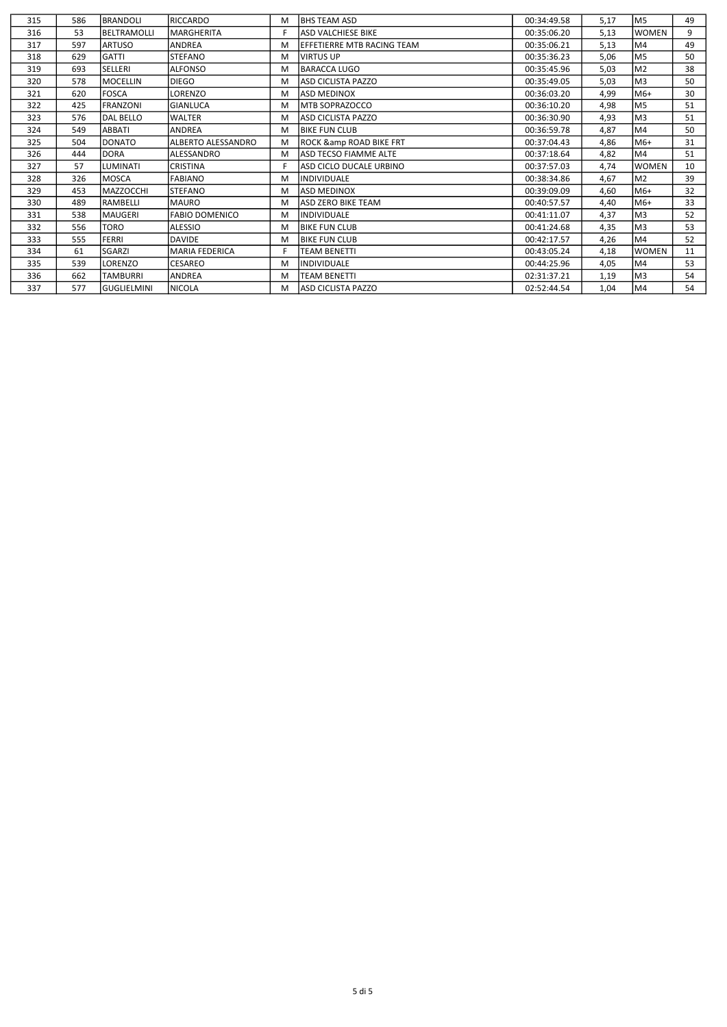| | | | | | | | | | |
|---|---|---|---|---|---|---|---|---|---|
| 315 | 586 | BRANDOLI | RICCARDO | M | BHS TEAM ASD | 00:34:49.58 | 5,17 | M5 | 49 |
| 316 | 53 | BELTRAMOLLI | MARGHERITA | F | ASD VALCHIESE BIKE | 00:35:06.20 | 5,13 | WOMEN | 9 |
| 317 | 597 | ARTUSO | ANDREA | M | EFFETIERRE MTB RACING TEAM | 00:35:06.21 | 5,13 | M4 | 49 |
| 318 | 629 | GATTI | STEFANO | M | VIRTUS UP | 00:35:36.23 | 5,06 | M5 | 50 |
| 319 | 693 | SELLERI | ALFONSO | M | BARACCA LUGO | 00:35:45.96 | 5,03 | M2 | 38 |
| 320 | 578 | MOCELLIN | DIEGO | M | ASD CICLISTA PAZZO | 00:35:49.05 | 5,03 | M3 | 50 |
| 321 | 620 | FOSCA | LORENZO | M | ASD MEDINOX | 00:36:03.20 | 4,99 | M6+ | 30 |
| 322 | 425 | FRANZONI | GIANLUCA | M | MTB SOPRAZOCCO | 00:36:10.20 | 4,98 | M5 | 51 |
| 323 | 576 | DAL BELLO | WALTER | M | ASD CICLISTA PAZZO | 00:36:30.90 | 4,93 | M3 | 51 |
| 324 | 549 | ABBATI | ANDREA | M | BIKE FUN CLUB | 00:36:59.78 | 4,87 | M4 | 50 |
| 325 | 504 | DONATO | ALBERTO ALESSANDRO | M | ROCK &amp ROAD BIKE FRT | 00:37:04.43 | 4,86 | M6+ | 31 |
| 326 | 444 | DORA | ALESSANDRO | M | ASD TECSO FIAMME ALTE | 00:37:18.64 | 4,82 | M4 | 51 |
| 327 | 57 | LUMINATI | CRISTINA | F | ASD CICLO DUCALE URBINO | 00:37:57.03 | 4,74 | WOMEN | 10 |
| 328 | 326 | MOSCA | FABIANO | M | INDIVIDUALE | 00:38:34.86 | 4,67 | M2 | 39 |
| 329 | 453 | MAZZOCCHI | STEFANO | M | ASD MEDINOX | 00:39:09.09 | 4,60 | M6+ | 32 |
| 330 | 489 | RAMBELLI | MAURO | M | ASD ZERO BIKE TEAM | 00:40:57.57 | 4,40 | M6+ | 33 |
| 331 | 538 | MAUGERI | FABIO DOMENICO | M | INDIVIDUALE | 00:41:11.07 | 4,37 | M3 | 52 |
| 332 | 556 | TORO | ALESSIO | M | BIKE FUN CLUB | 00:41:24.68 | 4,35 | M3 | 53 |
| 333 | 555 | FERRI | DAVIDE | M | BIKE FUN CLUB | 00:42:17.57 | 4,26 | M4 | 52 |
| 334 | 61 | SGARZI | MARIA FEDERICA | F | TEAM BENETTI | 00:43:05.24 | 4,18 | WOMEN | 11 |
| 335 | 539 | LORENZO | CESAREO | M | INDIVIDUALE | 00:44:25.96 | 4,05 | M4 | 53 |
| 336 | 662 | TAMBURRI | ANDREA | M | TEAM BENETTI | 02:31:37.21 | 1,19 | M3 | 54 |
| 337 | 577 | GUGLIELMINI | NICOLA | M | ASD CICLISTA PAZZO | 02:52:44.54 | 1,04 | M4 | 54 |